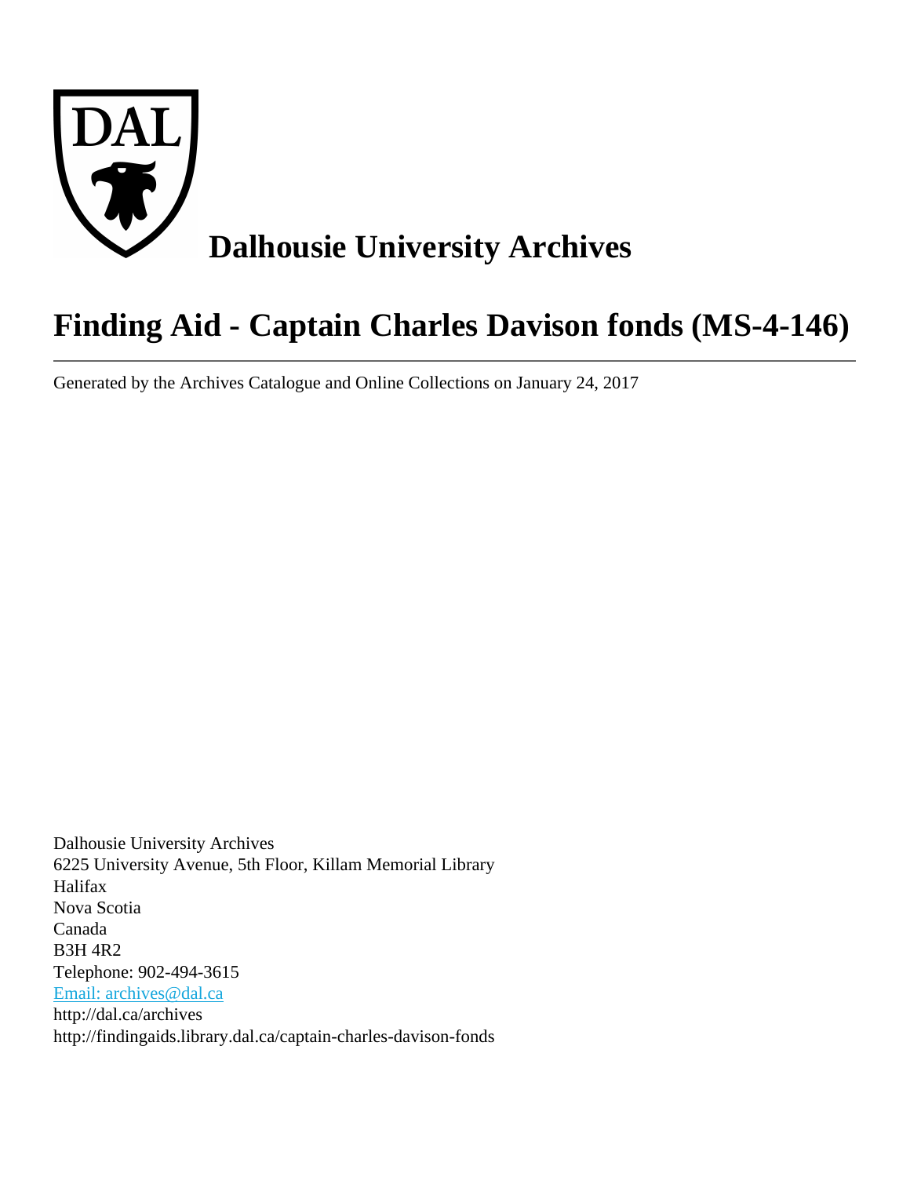# Dalhousie University Archives

# Finding Aid - Captain Charles Davison fonds (MS-4-146)

---

Generated by the Archives Catalogue and Online Collections on January 24, 2017

Dalhousie University Archives
6225 University Avenue, 5th Floor, Killam Memorial Library
Halifax
Nova Scotia
Canada
B3H 4R2
Telephone: 902-494-3615
Email: archives@dal.ca
http://dal.ca/archives
http://findingaids.library.dal.ca/captain-charles-davison-fonds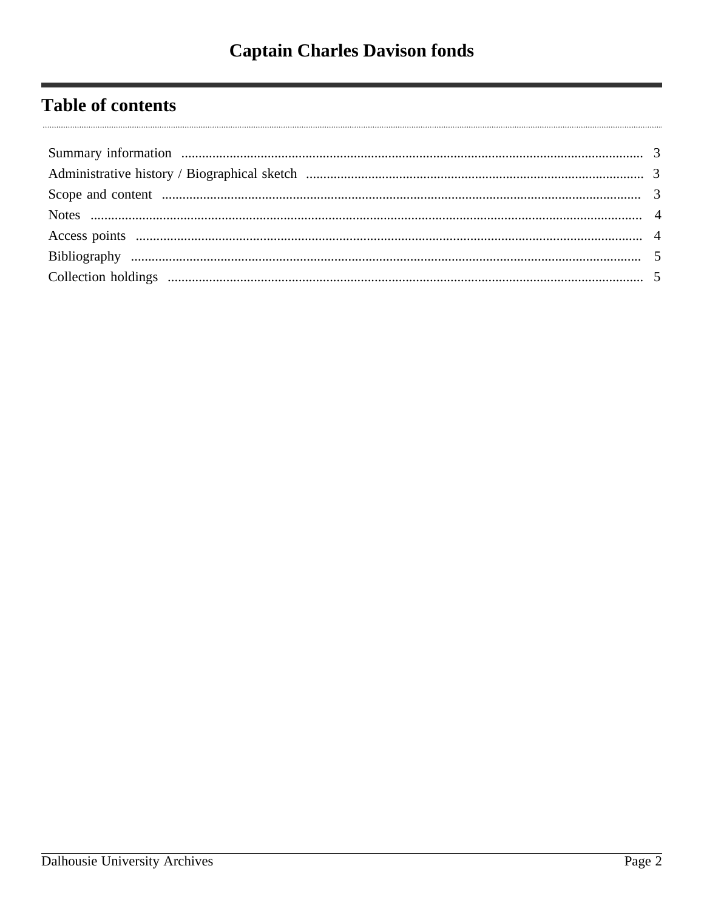# Captain Charles Davison fonds

## Table of contents

- Summary information ..... 3
- Administrative history / Biographical sketch ..... 3
- Scope and content ..... 3
- Notes ..... 4
- Access points ..... 4
- Bibliography ..... 5
- Collection holdings ..... 5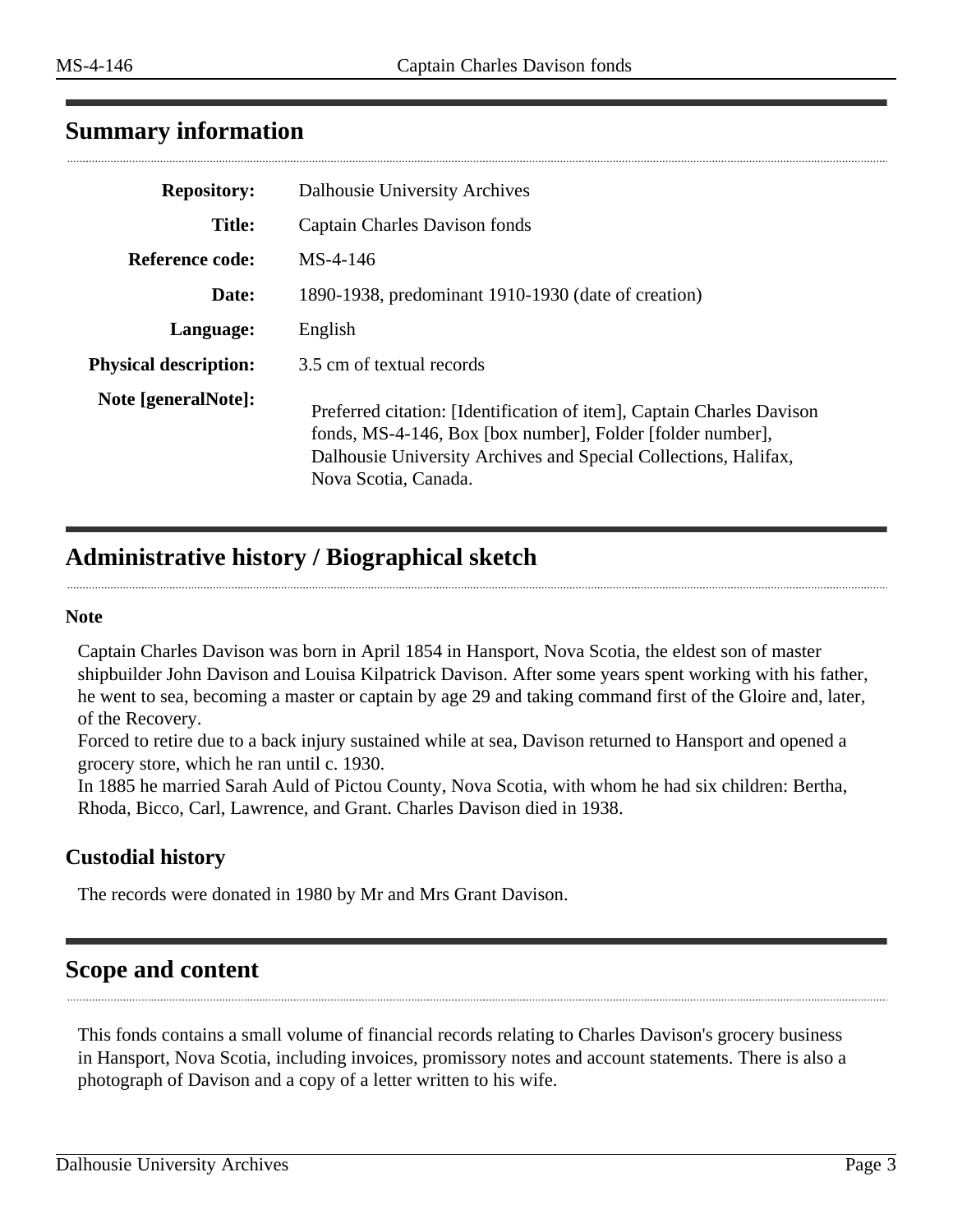## Summary information

| | |
|---|---|
| **Repository:** | Dalhousie University Archives |
| **Title:** | Captain Charles Davison fonds |
| **Reference code:** | MS-4-146 |
| **Date:** | 1890-1938, predominant 1910-1930 (date of creation) |
| **Language:** | English |
| **Physical description:** | 3.5 cm of textual records |
| **Note [generalNote]:** | Preferred citation: [Identification of item], Captain Charles Davison fonds, MS-4-146, Box [box number], Folder [folder number], Dalhousie University Archives and Special Collections, Halifax, Nova Scotia, Canada. |

## Administrative history / Biographical sketch

**Note**

Captain Charles Davison was born in April 1854 in Hansport, Nova Scotia, the eldest son of master shipbuilder John Davison and Louisa Kilpatrick Davison. After some years spent working with his father, he went to sea, becoming a master or captain by age 29 and taking command first of the Gloire and, later, of the Recovery.
Forced to retire due to a back injury sustained while at sea, Davison returned to Hansport and opened a grocery store, which he ran until c. 1930.
In 1885 he married Sarah Auld of Pictou County, Nova Scotia, with whom he had six children: Bertha, Rhoda, Bicco, Carl, Lawrence, and Grant. Charles Davison died in 1938.

### Custodial history

The records were donated in 1980 by Mr and Mrs Grant Davison.

## Scope and content

This fonds contains a small volume of financial records relating to Charles Davison's grocery business in Hansport, Nova Scotia, including invoices, promissory notes and account statements. There is also a photograph of Davison and a copy of a letter written to his wife.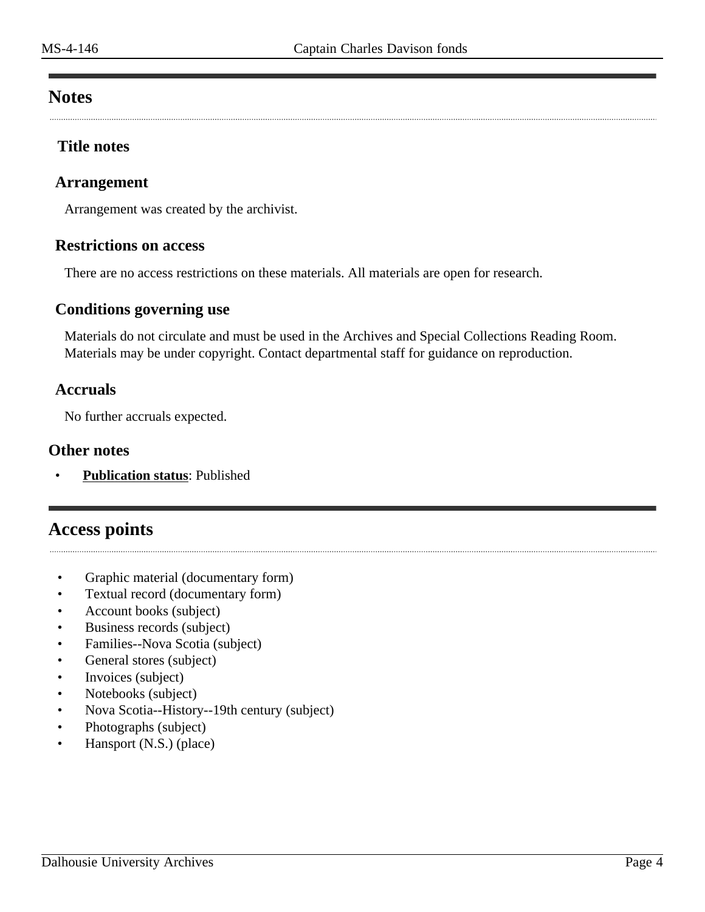## Notes

### Title notes

### Arrangement

Arrangement was created by the archivist.

### Restrictions on access

There are no access restrictions on these materials. All materials are open for research.

### Conditions governing use

Materials do not circulate and must be used in the Archives and Special Collections Reading Room. Materials may be under copyright. Contact departmental staff for guidance on reproduction.

### Accruals

No further accruals expected.

### Other notes

- **Publication status**: Published

## Access points

- Graphic material (documentary form)
- Textual record (documentary form)
- Account books (subject)
- Business records (subject)
- Families--Nova Scotia (subject)
- General stores (subject)
- Invoices (subject)
- Notebooks (subject)
- Nova Scotia--History--19th century (subject)
- Photographs (subject)
- Hansport (N.S.) (place)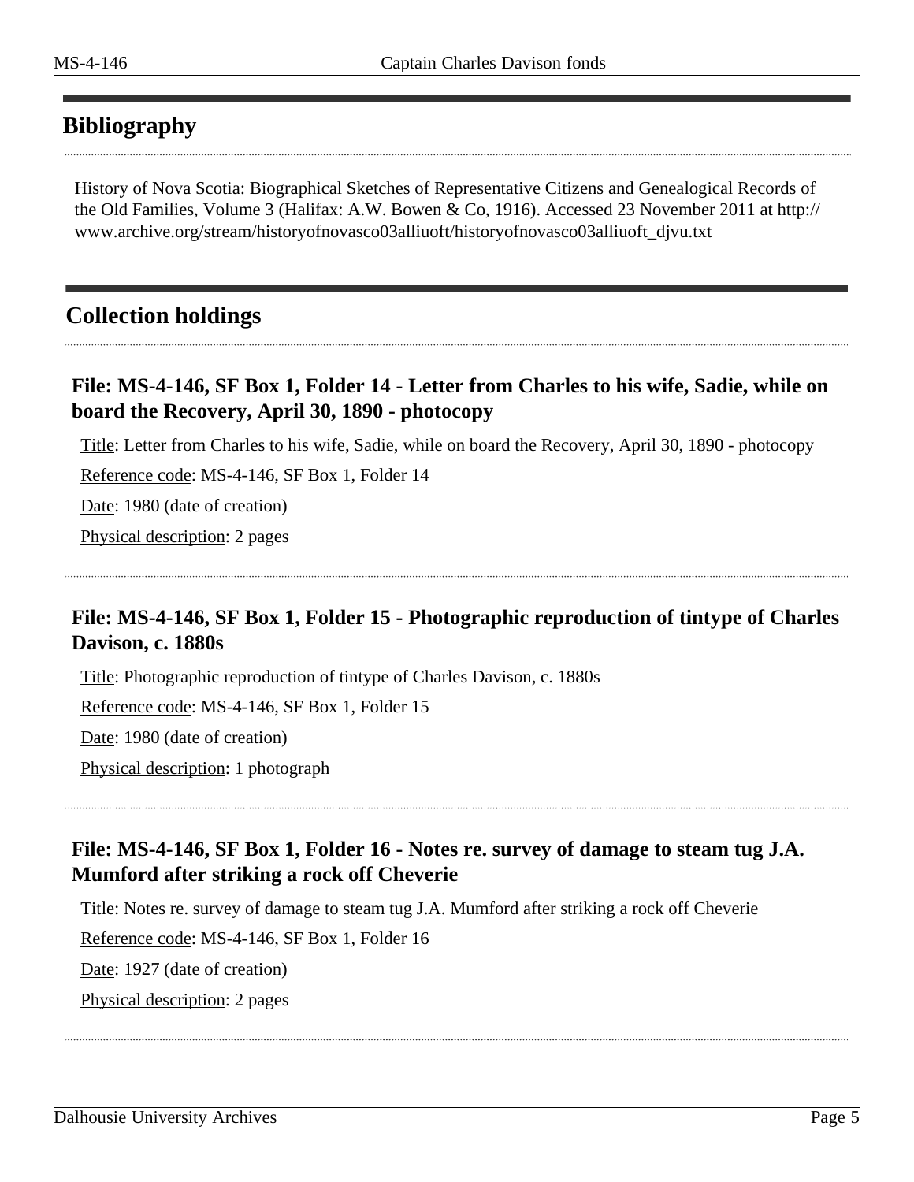## Bibliography

History of Nova Scotia: Biographical Sketches of Representative Citizens and Genealogical Records of the Old Families, Volume 3 (Halifax: A.W. Bowen & Co, 1916). Accessed 23 November 2011 at http://www.archive.org/stream/historyofnovasco03alliuoft/historyofnovasco03alliuoft_djvu.txt

## Collection holdings

### File: MS-4-146, SF Box 1, Folder 14 - Letter from Charles to his wife, Sadie, while on board the Recovery, April 30, 1890 - photocopy

Title: Letter from Charles to his wife, Sadie, while on board the Recovery, April 30, 1890 - photocopy

Reference code: MS-4-146, SF Box 1, Folder 14

Date: 1980 (date of creation)

Physical description: 2 pages

### File: MS-4-146, SF Box 1, Folder 15 - Photographic reproduction of tintype of Charles Davison, c. 1880s

Title: Photographic reproduction of tintype of Charles Davison, c. 1880s

Reference code: MS-4-146, SF Box 1, Folder 15

Date: 1980 (date of creation)

Physical description: 1 photograph

### File: MS-4-146, SF Box 1, Folder 16 - Notes re. survey of damage to steam tug J.A. Mumford after striking a rock off Cheverie

Title: Notes re. survey of damage to steam tug J.A. Mumford after striking a rock off Cheverie

Reference code: MS-4-146, SF Box 1, Folder 16

Date: 1927 (date of creation)

Physical description: 2 pages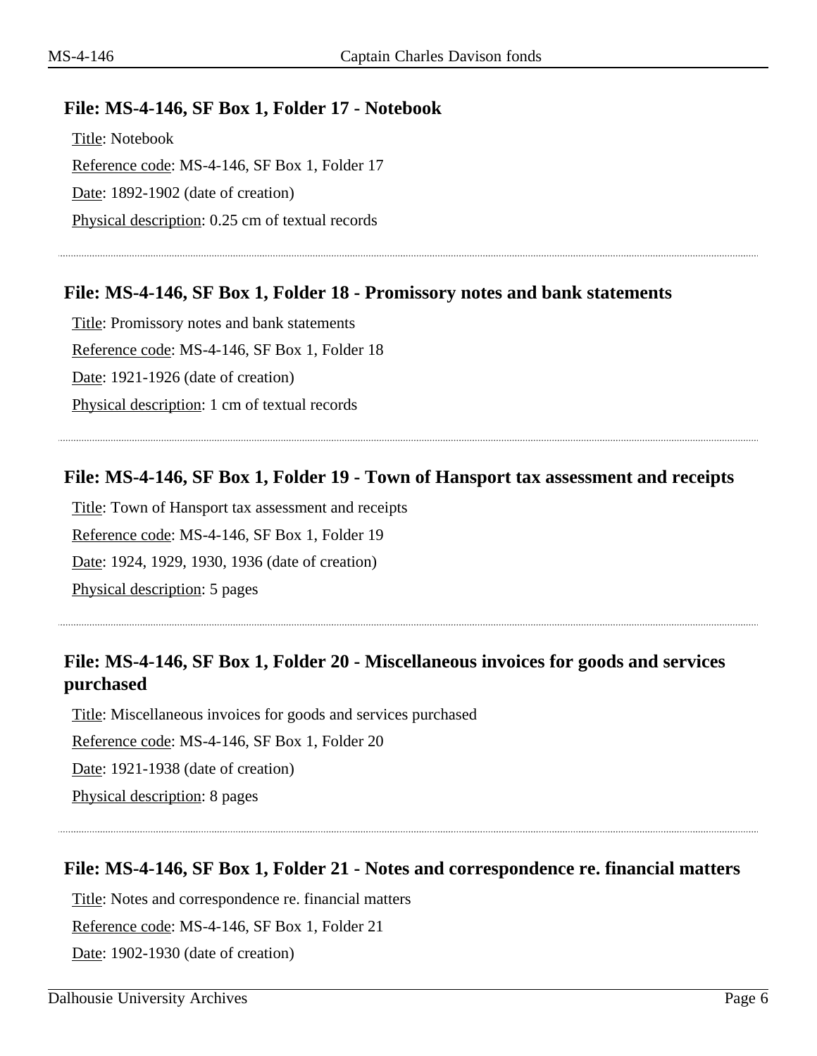### File: MS-4-146, SF Box 1, Folder 17 - Notebook

Title: Notebook

Reference code: MS-4-146, SF Box 1, Folder 17

Date: 1892-1902 (date of creation)

Physical description: 0.25 cm of textual records

### File: MS-4-146, SF Box 1, Folder 18 - Promissory notes and bank statements

Title: Promissory notes and bank statements

Reference code: MS-4-146, SF Box 1, Folder 18

Date: 1921-1926 (date of creation)

Physical description: 1 cm of textual records

### File: MS-4-146, SF Box 1, Folder 19 - Town of Hansport tax assessment and receipts

Title: Town of Hansport tax assessment and receipts

Reference code: MS-4-146, SF Box 1, Folder 19

Date: 1924, 1929, 1930, 1936 (date of creation)

Physical description: 5 pages

### File: MS-4-146, SF Box 1, Folder 20 - Miscellaneous invoices for goods and services purchased

Title: Miscellaneous invoices for goods and services purchased

Reference code: MS-4-146, SF Box 1, Folder 20

Date: 1921-1938 (date of creation)

Physical description: 8 pages

### File: MS-4-146, SF Box 1, Folder 21 - Notes and correspondence re. financial matters

Title: Notes and correspondence re. financial matters

Reference code: MS-4-146, SF Box 1, Folder 21

Date: 1902-1930 (date of creation)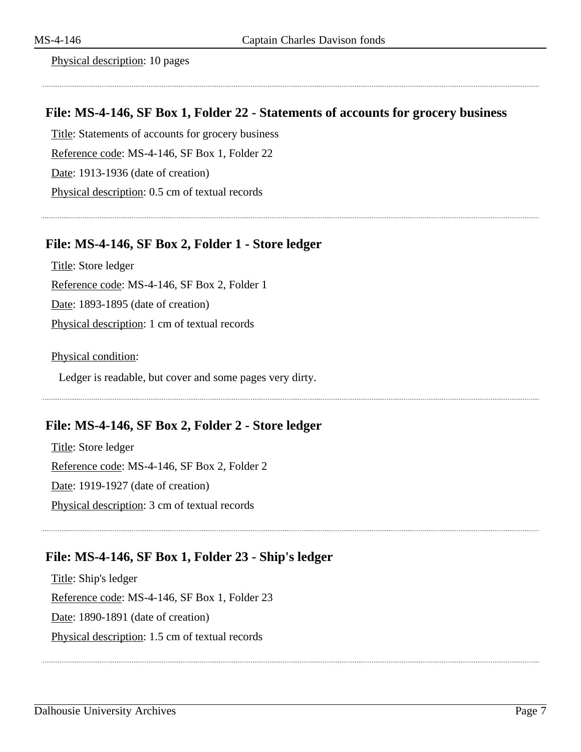Physical description: 10 pages

---

### File: MS-4-146, SF Box 1, Folder 22 - Statements of accounts for grocery business

Title: Statements of accounts for grocery business

Reference code: MS-4-146, SF Box 1, Folder 22

Date: 1913-1936 (date of creation)

Physical description: 0.5 cm of textual records

---

### File: MS-4-146, SF Box 2, Folder 1 - Store ledger

Title: Store ledger

Reference code: MS-4-146, SF Box 2, Folder 1

Date: 1893-1895 (date of creation)

Physical description: 1 cm of textual records

Physical condition:

Ledger is readable, but cover and some pages very dirty.

---

### File: MS-4-146, SF Box 2, Folder 2 - Store ledger

Title: Store ledger

Reference code: MS-4-146, SF Box 2, Folder 2

Date: 1919-1927 (date of creation)

Physical description: 3 cm of textual records

---

### File: MS-4-146, SF Box 1, Folder 23 - Ship's ledger

Title: Ship's ledger

Reference code: MS-4-146, SF Box 1, Folder 23

Date: 1890-1891 (date of creation)

Physical description: 1.5 cm of textual records

---